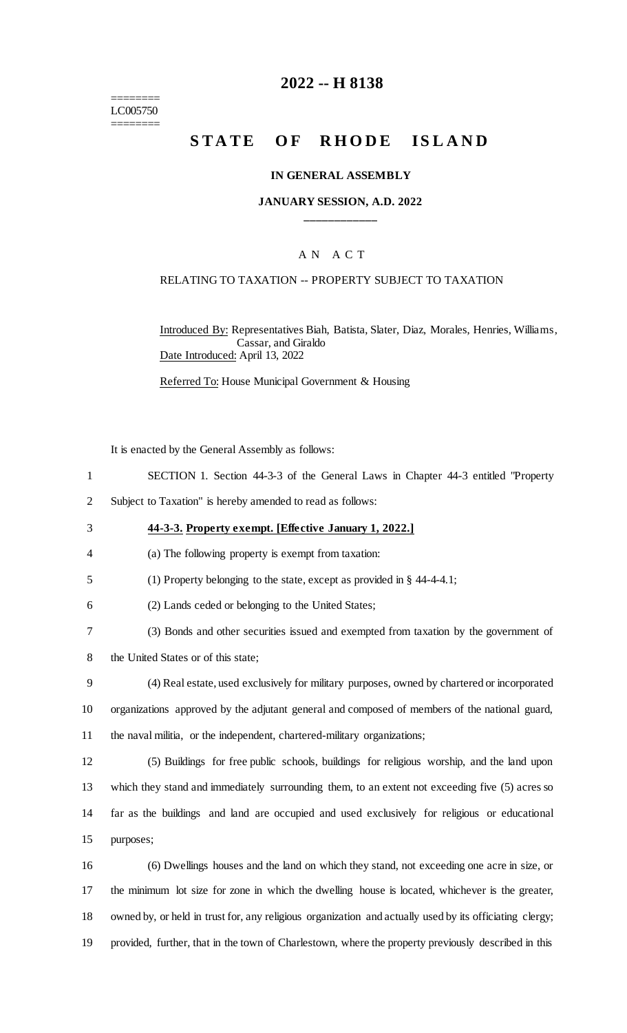========
LC005750
========

# 2022 -- H 8138

# STATE OF RHODE ISLAND

## IN GENERAL ASSEMBLY

### JANUARY SESSION, A.D. 2022

A N A C T

RELATING TO TAXATION -- PROPERTY SUBJECT TO TAXATION

Introduced By: Representatives Biah, Batista, Slater, Diaz, Morales, Henries, Williams, Cassar, and Giraldo

Date Introduced: April 13, 2022

Referred To: House Municipal Government & Housing

It is enacted by the General Assembly as follows:

SECTION 1. Section 44-3-3 of the General Laws in Chapter 44-3 entitled "Property Subject to Taxation" is hereby amended to read as follows:

**44-3-3. Property exempt. [Effective January 1, 2022.]**

(a) The following property is exempt from taxation:

(1) Property belonging to the state, except as provided in § 44-4-4.1;

(2) Lands ceded or belonging to the United States;

(3) Bonds and other securities issued and exempted from taxation by the government of the United States or of this state;

(4) Real estate, used exclusively for military purposes, owned by chartered or incorporated organizations approved by the adjutant general and composed of members of the national guard, the naval militia, or the independent, chartered-military organizations;

(5) Buildings for free public schools, buildings for religious worship, and the land upon which they stand and immediately surrounding them, to an extent not exceeding five (5) acres so far as the buildings and land are occupied and used exclusively for religious or educational purposes;

(6) Dwellings houses and the land on which they stand, not exceeding one acre in size, or the minimum lot size for zone in which the dwelling house is located, whichever is the greater, owned by, or held in trust for, any religious organization and actually used by its officiating clergy; provided, further, that in the town of Charlestown, where the property previously described in this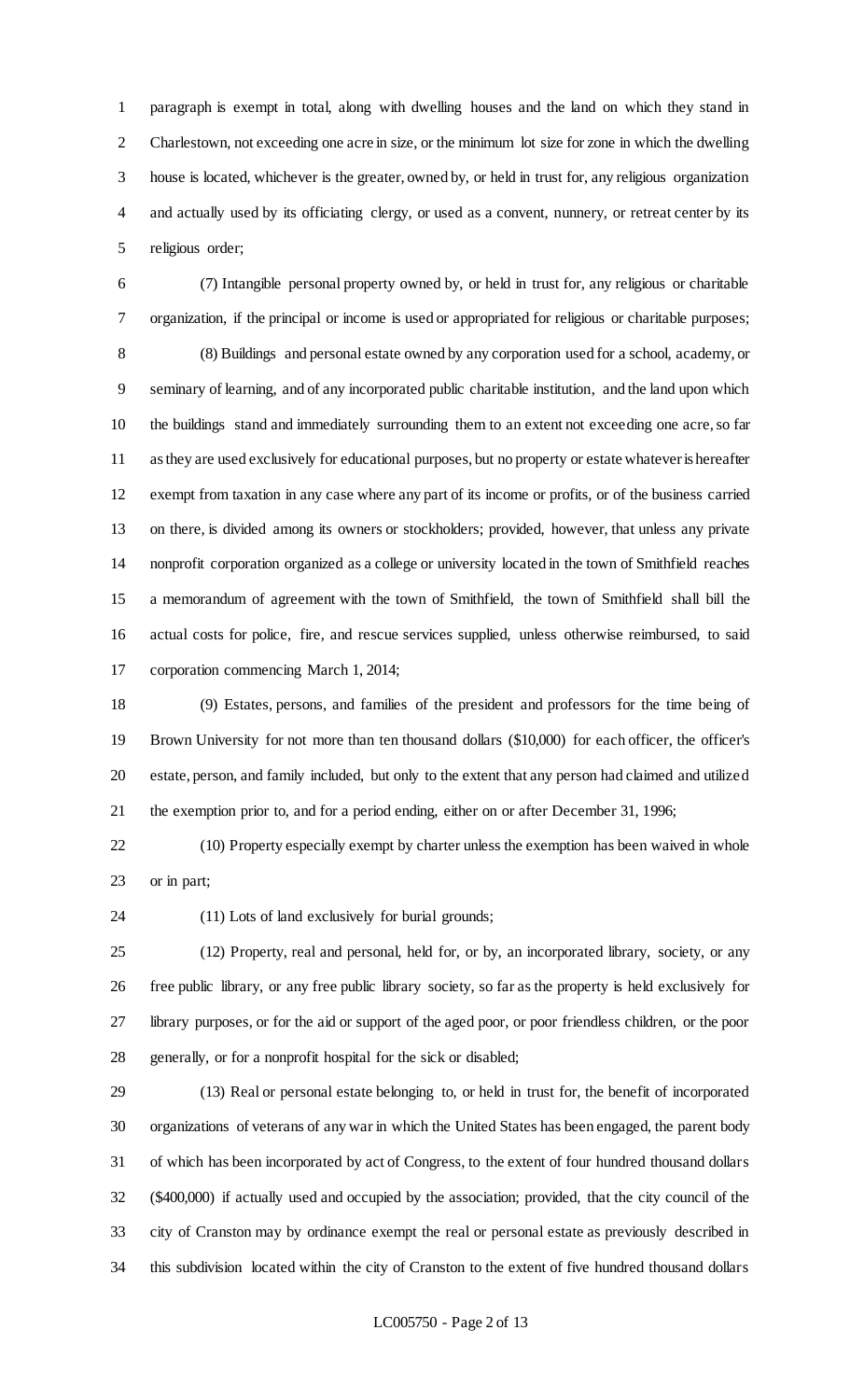paragraph is exempt in total, along with dwelling houses and the land on which they stand in Charlestown, not exceeding one acre in size, or the minimum lot size for zone in which the dwelling house is located, whichever is the greater, owned by, or held in trust for, any religious organization and actually used by its officiating clergy, or used as a convent, nunnery, or retreat center by its religious order;

(7) Intangible personal property owned by, or held in trust for, any religious or charitable organization, if the principal or income is used or appropriated for religious or charitable purposes;

(8) Buildings and personal estate owned by any corporation used for a school, academy, or seminary of learning, and of any incorporated public charitable institution, and the land upon which the buildings stand and immediately surrounding them to an extent not exceeding one acre, so far as they are used exclusively for educational purposes, but no property or estate whatever is hereafter exempt from taxation in any case where any part of its income or profits, or of the business carried on there, is divided among its owners or stockholders; provided, however, that unless any private nonprofit corporation organized as a college or university located in the town of Smithfield reaches a memorandum of agreement with the town of Smithfield, the town of Smithfield shall bill the actual costs for police, fire, and rescue services supplied, unless otherwise reimbursed, to said corporation commencing March 1, 2014;

(9) Estates, persons, and families of the president and professors for the time being of Brown University for not more than ten thousand dollars ($10,000) for each officer, the officer's estate, person, and family included, but only to the extent that any person had claimed and utilized the exemption prior to, and for a period ending, either on or after December 31, 1996;

(10) Property especially exempt by charter unless the exemption has been waived in whole or in part;

(11) Lots of land exclusively for burial grounds;

(12) Property, real and personal, held for, or by, an incorporated library, society, or any free public library, or any free public library society, so far as the property is held exclusively for library purposes, or for the aid or support of the aged poor, or poor friendless children, or the poor generally, or for a nonprofit hospital for the sick or disabled;

(13) Real or personal estate belonging to, or held in trust for, the benefit of incorporated organizations of veterans of any war in which the United States has been engaged, the parent body of which has been incorporated by act of Congress, to the extent of four hundred thousand dollars ($400,000) if actually used and occupied by the association; provided, that the city council of the city of Cranston may by ordinance exempt the real or personal estate as previously described in this subdivision located within the city of Cranston to the extent of five hundred thousand dollars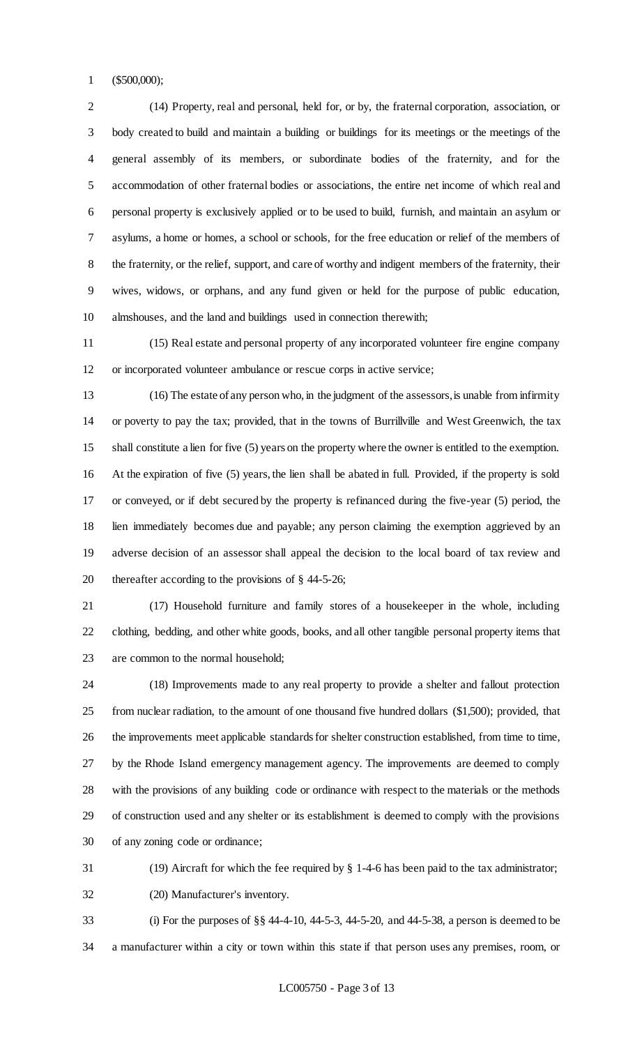($500,000);

(14) Property, real and personal, held for, or by, the fraternal corporation, association, or body created to build and maintain a building or buildings for its meetings or the meetings of the general assembly of its members, or subordinate bodies of the fraternity, and for the accommodation of other fraternal bodies or associations, the entire net income of which real and personal property is exclusively applied or to be used to build, furnish, and maintain an asylum or asylums, a home or homes, a school or schools, for the free education or relief of the members of the fraternity, or the relief, support, and care of worthy and indigent members of the fraternity, their wives, widows, or orphans, and any fund given or held for the purpose of public education, almshouses, and the land and buildings used in connection therewith;

(15) Real estate and personal property of any incorporated volunteer fire engine company or incorporated volunteer ambulance or rescue corps in active service;

(16) The estate of any person who, in the judgment of the assessors, is unable from infirmity or poverty to pay the tax; provided, that in the towns of Burrillville and West Greenwich, the tax shall constitute a lien for five (5) years on the property where the owner is entitled to the exemption. At the expiration of five (5) years, the lien shall be abated in full. Provided, if the property is sold or conveyed, or if debt secured by the property is refinanced during the five-year (5) period, the lien immediately becomes due and payable; any person claiming the exemption aggrieved by an adverse decision of an assessor shall appeal the decision to the local board of tax review and thereafter according to the provisions of § 44-5-26;

(17) Household furniture and family stores of a housekeeper in the whole, including clothing, bedding, and other white goods, books, and all other tangible personal property items that are common to the normal household;

(18) Improvements made to any real property to provide a shelter and fallout protection from nuclear radiation, to the amount of one thousand five hundred dollars ($1,500); provided, that the improvements meet applicable standards for shelter construction established, from time to time, by the Rhode Island emergency management agency. The improvements are deemed to comply with the provisions of any building code or ordinance with respect to the materials or the methods of construction used and any shelter or its establishment is deemed to comply with the provisions of any zoning code or ordinance;

(19) Aircraft for which the fee required by § 1-4-6 has been paid to the tax administrator;

(20) Manufacturer's inventory.

(i) For the purposes of §§ 44-4-10, 44-5-3, 44-5-20, and 44-5-38, a person is deemed to be a manufacturer within a city or town within this state if that person uses any premises, room, or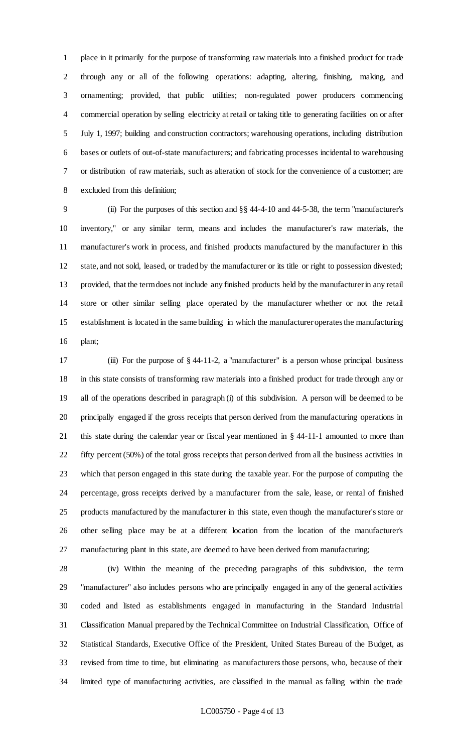place in it primarily for the purpose of transforming raw materials into a finished product for trade through any or all of the following operations: adapting, altering, finishing, making, and ornamenting; provided, that public utilities; non-regulated power producers commencing commercial operation by selling electricity at retail or taking title to generating facilities on or after July 1, 1997; building and construction contractors; warehousing operations, including distribution bases or outlets of out-of-state manufacturers; and fabricating processes incidental to warehousing or distribution of raw materials, such as alteration of stock for the convenience of a customer; are excluded from this definition;

(ii) For the purposes of this section and §§ 44-4-10 and 44-5-38, the term "manufacturer's inventory," or any similar term, means and includes the manufacturer's raw materials, the manufacturer's work in process, and finished products manufactured by the manufacturer in this state, and not sold, leased, or traded by the manufacturer or its title or right to possession divested; provided, that the term does not include any finished products held by the manufacturer in any retail store or other similar selling place operated by the manufacturer whether or not the retail establishment is located in the same building in which the manufacturer operates the manufacturing plant;

(iii) For the purpose of § 44-11-2, a "manufacturer" is a person whose principal business in this state consists of transforming raw materials into a finished product for trade through any or all of the operations described in paragraph (i) of this subdivision. A person will be deemed to be principally engaged if the gross receipts that person derived from the manufacturing operations in this state during the calendar year or fiscal year mentioned in § 44-11-1 amounted to more than fifty percent (50%) of the total gross receipts that person derived from all the business activities in which that person engaged in this state during the taxable year. For the purpose of computing the percentage, gross receipts derived by a manufacturer from the sale, lease, or rental of finished products manufactured by the manufacturer in this state, even though the manufacturer's store or other selling place may be at a different location from the location of the manufacturer's manufacturing plant in this state, are deemed to have been derived from manufacturing;

(iv) Within the meaning of the preceding paragraphs of this subdivision, the term "manufacturer" also includes persons who are principally engaged in any of the general activities coded and listed as establishments engaged in manufacturing in the Standard Industrial Classification Manual prepared by the Technical Committee on Industrial Classification, Office of Statistical Standards, Executive Office of the President, United States Bureau of the Budget, as revised from time to time, but eliminating as manufacturers those persons, who, because of their limited type of manufacturing activities, are classified in the manual as falling within the trade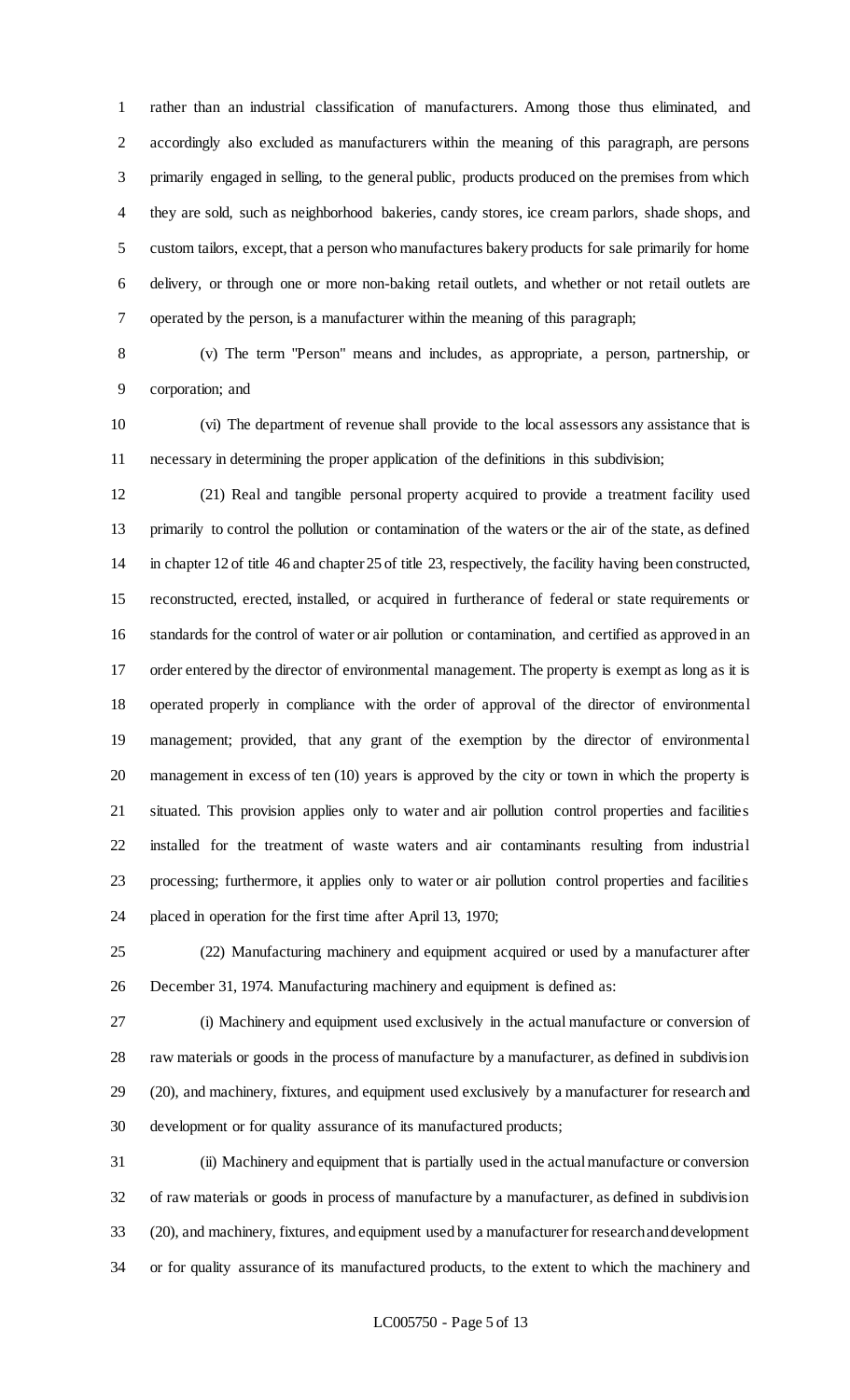rather than an industrial classification of manufacturers. Among those thus eliminated, and accordingly also excluded as manufacturers within the meaning of this paragraph, are persons primarily engaged in selling, to the general public, products produced on the premises from which they are sold, such as neighborhood bakeries, candy stores, ice cream parlors, shade shops, and custom tailors, except, that a person who manufactures bakery products for sale primarily for home delivery, or through one or more non-baking retail outlets, and whether or not retail outlets are operated by the person, is a manufacturer within the meaning of this paragraph;

(v) The term "Person" means and includes, as appropriate, a person, partnership, or corporation; and

(vi) The department of revenue shall provide to the local assessors any assistance that is necessary in determining the proper application of the definitions in this subdivision;

(21) Real and tangible personal property acquired to provide a treatment facility used primarily to control the pollution or contamination of the waters or the air of the state, as defined in chapter 12 of title 46 and chapter 25 of title 23, respectively, the facility having been constructed, reconstructed, erected, installed, or acquired in furtherance of federal or state requirements or standards for the control of water or air pollution or contamination, and certified as approved in an order entered by the director of environmental management. The property is exempt as long as it is operated properly in compliance with the order of approval of the director of environmental management; provided, that any grant of the exemption by the director of environmental management in excess of ten (10) years is approved by the city or town in which the property is situated. This provision applies only to water and air pollution control properties and facilities installed for the treatment of waste waters and air contaminants resulting from industrial processing; furthermore, it applies only to water or air pollution control properties and facilities placed in operation for the first time after April 13, 1970;

(22) Manufacturing machinery and equipment acquired or used by a manufacturer after December 31, 1974. Manufacturing machinery and equipment is defined as:

(i) Machinery and equipment used exclusively in the actual manufacture or conversion of raw materials or goods in the process of manufacture by a manufacturer, as defined in subdivision (20), and machinery, fixtures, and equipment used exclusively by a manufacturer for research and development or for quality assurance of its manufactured products;

(ii) Machinery and equipment that is partially used in the actual manufacture or conversion of raw materials or goods in process of manufacture by a manufacturer, as defined in subdivision (20), and machinery, fixtures, and equipment used by a manufacturer for research and development or for quality assurance of its manufactured products, to the extent to which the machinery and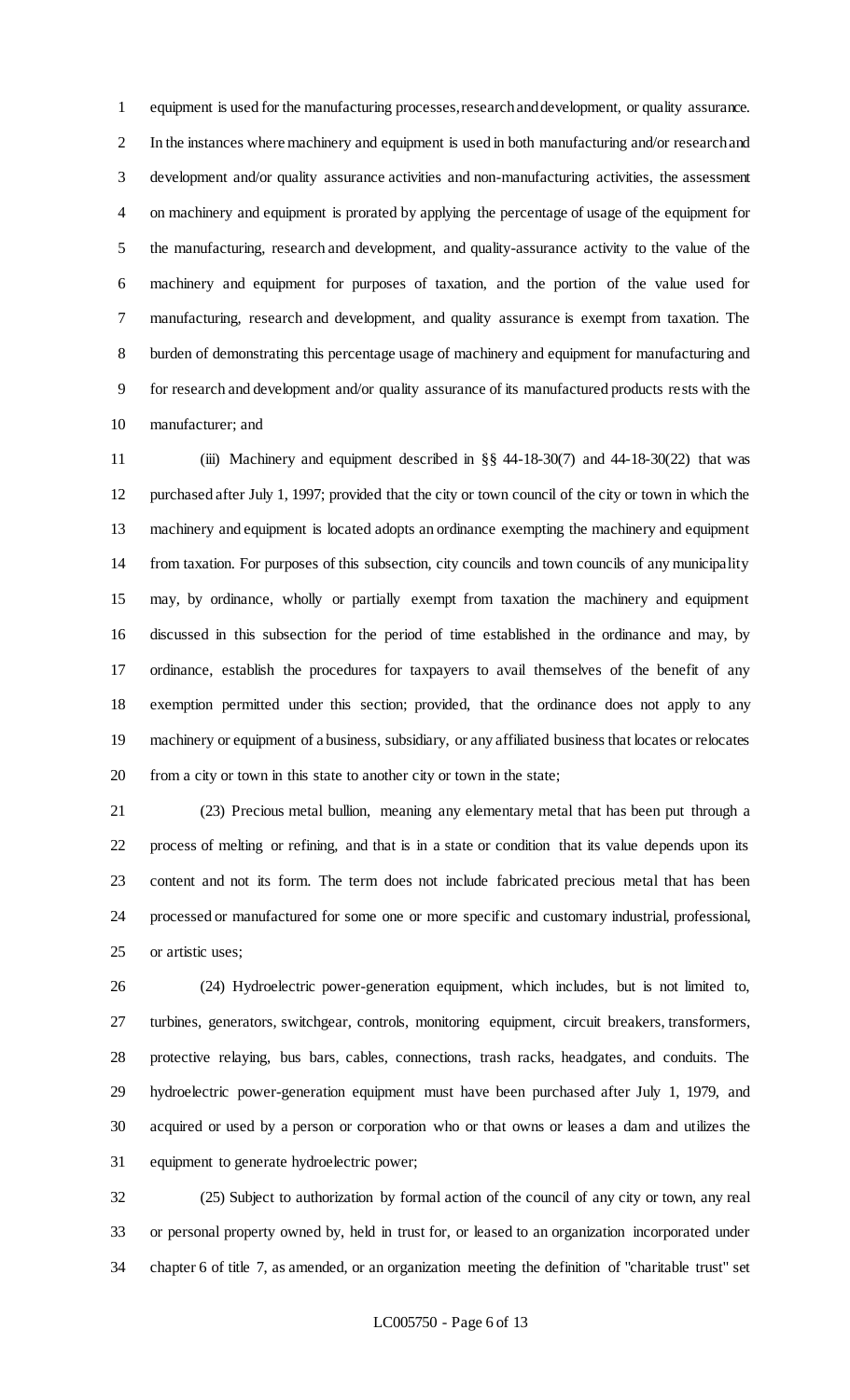equipment is used for the manufacturing processes, research and development, or quality assurance. In the instances where machinery and equipment is used in both manufacturing and/or research and development and/or quality assurance activities and non-manufacturing activities, the assessment on machinery and equipment is prorated by applying the percentage of usage of the equipment for the manufacturing, research and development, and quality-assurance activity to the value of the machinery and equipment for purposes of taxation, and the portion of the value used for manufacturing, research and development, and quality assurance is exempt from taxation. The burden of demonstrating this percentage usage of machinery and equipment for manufacturing and for research and development and/or quality assurance of its manufactured products rests with the manufacturer; and

(iii) Machinery and equipment described in §§ 44-18-30(7) and 44-18-30(22) that was purchased after July 1, 1997; provided that the city or town council of the city or town in which the machinery and equipment is located adopts an ordinance exempting the machinery and equipment from taxation. For purposes of this subsection, city councils and town councils of any municipality may, by ordinance, wholly or partially exempt from taxation the machinery and equipment discussed in this subsection for the period of time established in the ordinance and may, by ordinance, establish the procedures for taxpayers to avail themselves of the benefit of any exemption permitted under this section; provided, that the ordinance does not apply to any machinery or equipment of a business, subsidiary, or any affiliated business that locates or relocates from a city or town in this state to another city or town in the state;

(23) Precious metal bullion, meaning any elementary metal that has been put through a process of melting or refining, and that is in a state or condition that its value depends upon its content and not its form. The term does not include fabricated precious metal that has been processed or manufactured for some one or more specific and customary industrial, professional, or artistic uses;

(24) Hydroelectric power-generation equipment, which includes, but is not limited to, turbines, generators, switchgear, controls, monitoring equipment, circuit breakers, transformers, protective relaying, bus bars, cables, connections, trash racks, headgates, and conduits. The hydroelectric power-generation equipment must have been purchased after July 1, 1979, and acquired or used by a person or corporation who or that owns or leases a dam and utilizes the equipment to generate hydroelectric power;

(25) Subject to authorization by formal action of the council of any city or town, any real or personal property owned by, held in trust for, or leased to an organization incorporated under chapter 6 of title 7, as amended, or an organization meeting the definition of "charitable trust" set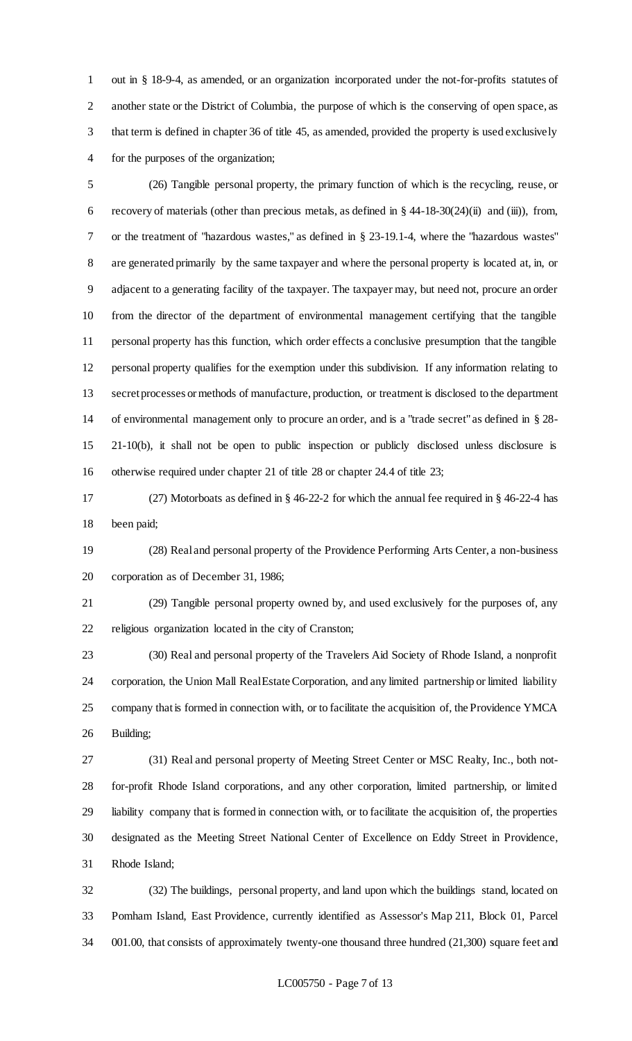out in § 18-9-4, as amended, or an organization incorporated under the not-for-profits statutes of another state or the District of Columbia, the purpose of which is the conserving of open space, as that term is defined in chapter 36 of title 45, as amended, provided the property is used exclusively for the purposes of the organization;

(26) Tangible personal property, the primary function of which is the recycling, reuse, or recovery of materials (other than precious metals, as defined in § 44-18-30(24)(ii) and (iii)), from, or the treatment of "hazardous wastes," as defined in § 23-19.1-4, where the "hazardous wastes" are generated primarily by the same taxpayer and where the personal property is located at, in, or adjacent to a generating facility of the taxpayer. The taxpayer may, but need not, procure an order from the director of the department of environmental management certifying that the tangible personal property has this function, which order effects a conclusive presumption that the tangible personal property qualifies for the exemption under this subdivision. If any information relating to secret processes or methods of manufacture, production, or treatment is disclosed to the department of environmental management only to procure an order, and is a "trade secret" as defined in § 28-21-10(b), it shall not be open to public inspection or publicly disclosed unless disclosure is otherwise required under chapter 21 of title 28 or chapter 24.4 of title 23;

(27) Motorboats as defined in § 46-22-2 for which the annual fee required in § 46-22-4 has been paid;

(28) Real and personal property of the Providence Performing Arts Center, a non-business corporation as of December 31, 1986;

(29) Tangible personal property owned by, and used exclusively for the purposes of, any religious organization located in the city of Cranston;

(30) Real and personal property of the Travelers Aid Society of Rhode Island, a nonprofit corporation, the Union Mall Real Estate Corporation, and any limited partnership or limited liability company that is formed in connection with, or to facilitate the acquisition of, the Providence YMCA Building;

(31) Real and personal property of Meeting Street Center or MSC Realty, Inc., both not-for-profit Rhode Island corporations, and any other corporation, limited partnership, or limited liability company that is formed in connection with, or to facilitate the acquisition of, the properties designated as the Meeting Street National Center of Excellence on Eddy Street in Providence, Rhode Island;

(32) The buildings, personal property, and land upon which the buildings stand, located on Pomham Island, East Providence, currently identified as Assessor's Map 211, Block 01, Parcel 001.00, that consists of approximately twenty-one thousand three hundred (21,300) square feet and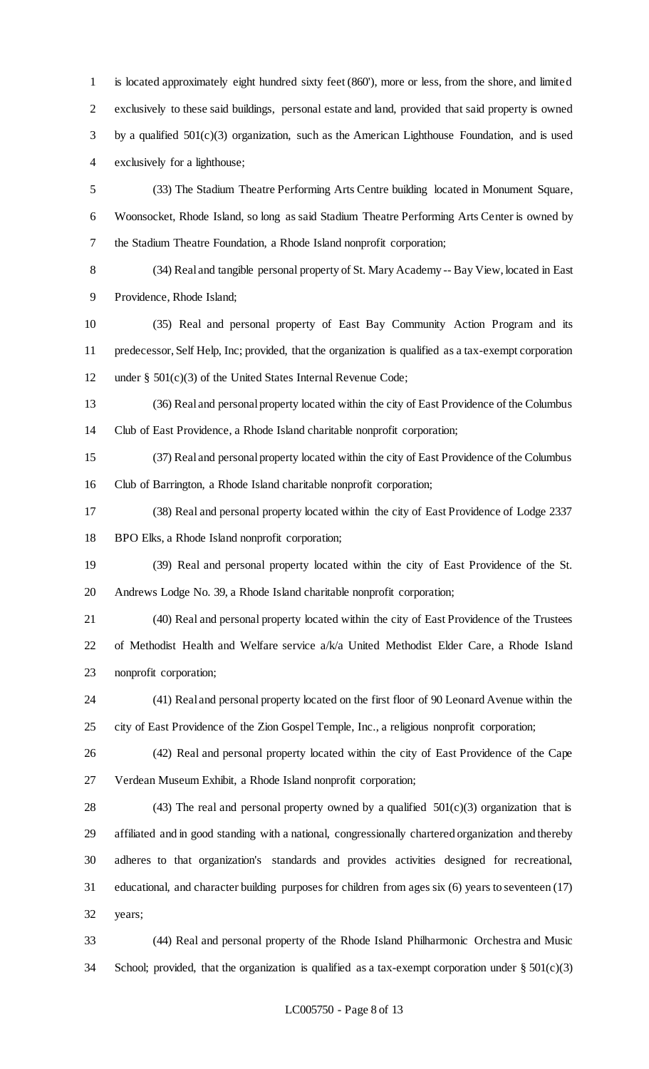is located approximately eight hundred sixty feet (860'), more or less, from the shore, and limited exclusively to these said buildings, personal estate and land, provided that said property is owned by a qualified 501(c)(3) organization, such as the American Lighthouse Foundation, and is used exclusively for a lighthouse;

(33) The Stadium Theatre Performing Arts Centre building located in Monument Square, Woonsocket, Rhode Island, so long as said Stadium Theatre Performing Arts Center is owned by the Stadium Theatre Foundation, a Rhode Island nonprofit corporation;

(34) Real and tangible personal property of St. Mary Academy -- Bay View, located in East Providence, Rhode Island;

(35) Real and personal property of East Bay Community Action Program and its predecessor, Self Help, Inc; provided, that the organization is qualified as a tax-exempt corporation under § 501(c)(3) of the United States Internal Revenue Code;

(36) Real and personal property located within the city of East Providence of the Columbus Club of East Providence, a Rhode Island charitable nonprofit corporation;

(37) Real and personal property located within the city of East Providence of the Columbus Club of Barrington, a Rhode Island charitable nonprofit corporation;

(38) Real and personal property located within the city of East Providence of Lodge 2337 BPO Elks, a Rhode Island nonprofit corporation;

(39) Real and personal property located within the city of East Providence of the St. Andrews Lodge No. 39, a Rhode Island charitable nonprofit corporation;

(40) Real and personal property located within the city of East Providence of the Trustees of Methodist Health and Welfare service a/k/a United Methodist Elder Care, a Rhode Island nonprofit corporation;

(41) Real and personal property located on the first floor of 90 Leonard Avenue within the city of East Providence of the Zion Gospel Temple, Inc., a religious nonprofit corporation;

(42) Real and personal property located within the city of East Providence of the Cape Verdean Museum Exhibit, a Rhode Island nonprofit corporation;

(43) The real and personal property owned by a qualified 501(c)(3) organization that is affiliated and in good standing with a national, congressionally chartered organization and thereby adheres to that organization's standards and provides activities designed for recreational, educational, and character building purposes for children from ages six (6) years to seventeen (17) years;

(44) Real and personal property of the Rhode Island Philharmonic Orchestra and Music School; provided, that the organization is qualified as a tax-exempt corporation under § 501(c)(3)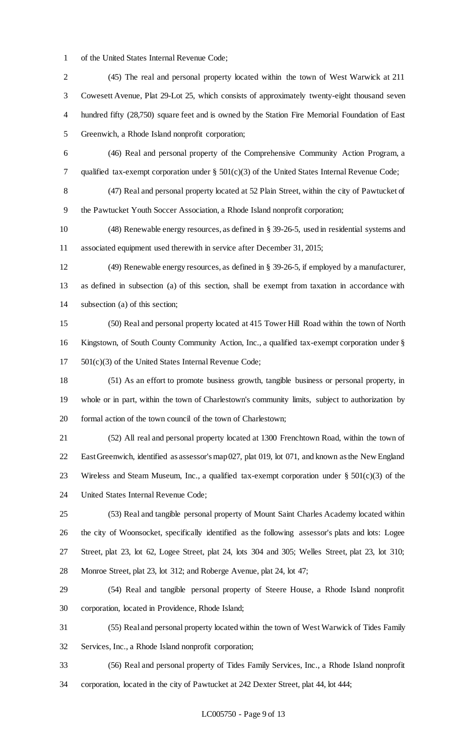of the United States Internal Revenue Code;

(45) The real and personal property located within the town of West Warwick at 211 Cowesett Avenue, Plat 29-Lot 25, which consists of approximately twenty-eight thousand seven hundred fifty (28,750) square feet and is owned by the Station Fire Memorial Foundation of East Greenwich, a Rhode Island nonprofit corporation;

(46) Real and personal property of the Comprehensive Community Action Program, a qualified tax-exempt corporation under § 501(c)(3) of the United States Internal Revenue Code;

(47) Real and personal property located at 52 Plain Street, within the city of Pawtucket of the Pawtucket Youth Soccer Association, a Rhode Island nonprofit corporation;

(48) Renewable energy resources, as defined in § 39-26-5, used in residential systems and associated equipment used therewith in service after December 31, 2015;

(49) Renewable energy resources, as defined in § 39-26-5, if employed by a manufacturer, as defined in subsection (a) of this section, shall be exempt from taxation in accordance with subsection (a) of this section;

(50) Real and personal property located at 415 Tower Hill Road within the town of North Kingstown, of South County Community Action, Inc., a qualified tax-exempt corporation under § 501(c)(3) of the United States Internal Revenue Code;

(51) As an effort to promote business growth, tangible business or personal property, in whole or in part, within the town of Charlestown's community limits, subject to authorization by formal action of the town council of the town of Charlestown;

(52) All real and personal property located at 1300 Frenchtown Road, within the town of East Greenwich, identified as assessor's map 027, plat 019, lot 071, and known as the New England Wireless and Steam Museum, Inc., a qualified tax-exempt corporation under § 501(c)(3) of the United States Internal Revenue Code;

(53) Real and tangible personal property of Mount Saint Charles Academy located within the city of Woonsocket, specifically identified as the following assessor's plats and lots: Logee Street, plat 23, lot 62, Logee Street, plat 24, lots 304 and 305; Welles Street, plat 23, lot 310; Monroe Street, plat 23, lot 312; and Roberge Avenue, plat 24, lot 47;

(54) Real and tangible personal property of Steere House, a Rhode Island nonprofit corporation, located in Providence, Rhode Island;

(55) Real and personal property located within the town of West Warwick of Tides Family Services, Inc., a Rhode Island nonprofit corporation;

(56) Real and personal property of Tides Family Services, Inc., a Rhode Island nonprofit corporation, located in the city of Pawtucket at 242 Dexter Street, plat 44, lot 444;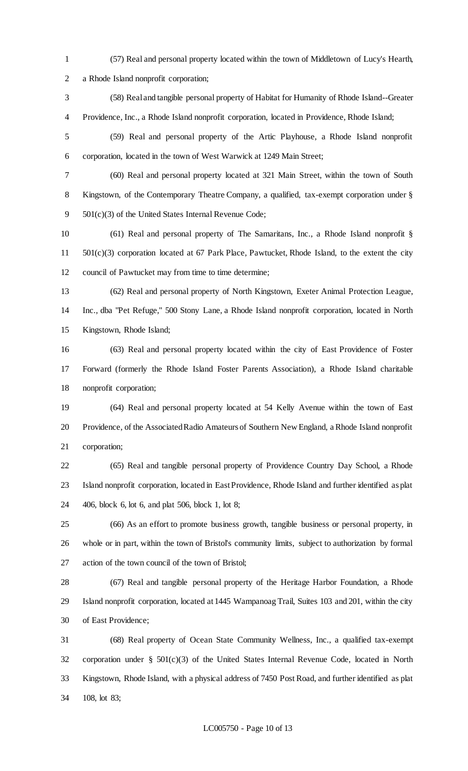(57) Real and personal property located within the town of Middletown of Lucy's Hearth, a Rhode Island nonprofit corporation;

(58) Real and tangible personal property of Habitat for Humanity of Rhode Island--Greater Providence, Inc., a Rhode Island nonprofit corporation, located in Providence, Rhode Island;

(59) Real and personal property of the Artic Playhouse, a Rhode Island nonprofit corporation, located in the town of West Warwick at 1249 Main Street;

(60) Real and personal property located at 321 Main Street, within the town of South Kingstown, of the Contemporary Theatre Company, a qualified, tax-exempt corporation under § 501(c)(3) of the United States Internal Revenue Code;

(61) Real and personal property of The Samaritans, Inc., a Rhode Island nonprofit § 501(c)(3) corporation located at 67 Park Place, Pawtucket, Rhode Island, to the extent the city council of Pawtucket may from time to time determine;

(62) Real and personal property of North Kingstown, Exeter Animal Protection League, Inc., dba "Pet Refuge," 500 Stony Lane, a Rhode Island nonprofit corporation, located in North Kingstown, Rhode Island;

(63) Real and personal property located within the city of East Providence of Foster Forward (formerly the Rhode Island Foster Parents Association), a Rhode Island charitable nonprofit corporation;

(64) Real and personal property located at 54 Kelly Avenue within the town of East Providence, of the Associated Radio Amateurs of Southern New England, a Rhode Island nonprofit corporation;

(65) Real and tangible personal property of Providence Country Day School, a Rhode Island nonprofit corporation, located in East Providence, Rhode Island and further identified as plat 406, block 6, lot 6, and plat 506, block 1, lot 8;

(66) As an effort to promote business growth, tangible business or personal property, in whole or in part, within the town of Bristol's community limits, subject to authorization by formal action of the town council of the town of Bristol;

(67) Real and tangible personal property of the Heritage Harbor Foundation, a Rhode Island nonprofit corporation, located at 1445 Wampanoag Trail, Suites 103 and 201, within the city of East Providence;

(68) Real property of Ocean State Community Wellness, Inc., a qualified tax-exempt corporation under § 501(c)(3) of the United States Internal Revenue Code, located in North Kingstown, Rhode Island, with a physical address of 7450 Post Road, and further identified as plat 108, lot 83;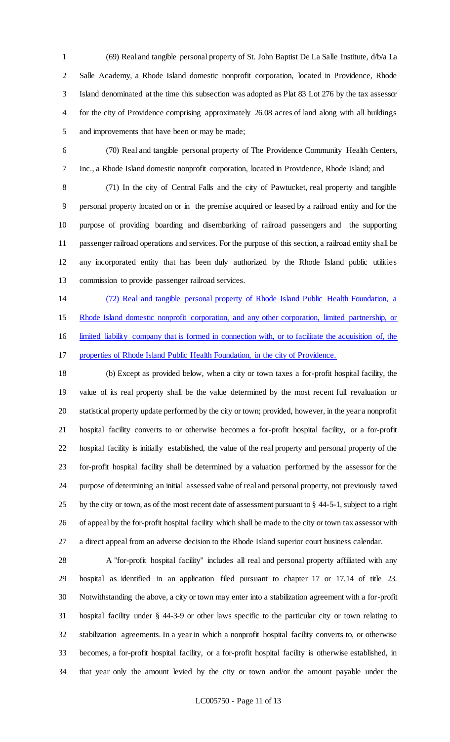(69) Real and tangible personal property of St. John Baptist De La Salle Institute, d/b/a La Salle Academy, a Rhode Island domestic nonprofit corporation, located in Providence, Rhode Island denominated at the time this subsection was adopted as Plat 83 Lot 276 by the tax assessor for the city of Providence comprising approximately 26.08 acres of land along with all buildings and improvements that have been or may be made;

(70) Real and tangible personal property of The Providence Community Health Centers, Inc., a Rhode Island domestic nonprofit corporation, located in Providence, Rhode Island; and

(71) In the city of Central Falls and the city of Pawtucket, real property and tangible personal property located on or in the premise acquired or leased by a railroad entity and for the purpose of providing boarding and disembarking of railroad passengers and the supporting passenger railroad operations and services. For the purpose of this section, a railroad entity shall be any incorporated entity that has been duly authorized by the Rhode Island public utilities commission to provide passenger railroad services.

<u>(72) Real and tangible personal property of Rhode Island Public Health Foundation, a Rhode Island domestic nonprofit corporation, and any other corporation, limited partnership, or limited liability company that is formed in connection with, or to facilitate the acquisition of, the properties of Rhode Island Public Health Foundation, in the city of Providence.</u>

(b) Except as provided below, when a city or town taxes a for-profit hospital facility, the value of its real property shall be the value determined by the most recent full revaluation or statistical property update performed by the city or town; provided, however, in the year a nonprofit hospital facility converts to or otherwise becomes a for-profit hospital facility, or a for-profit hospital facility is initially established, the value of the real property and personal property of the for-profit hospital facility shall be determined by a valuation performed by the assessor for the purpose of determining an initial assessed value of real and personal property, not previously taxed by the city or town, as of the most recent date of assessment pursuant to § 44-5-1, subject to a right of appeal by the for-profit hospital facility which shall be made to the city or town tax assessor with a direct appeal from an adverse decision to the Rhode Island superior court business calendar.

A "for-profit hospital facility" includes all real and personal property affiliated with any hospital as identified in an application filed pursuant to chapter 17 or 17.14 of title 23. Notwithstanding the above, a city or town may enter into a stabilization agreement with a for-profit hospital facility under § 44-3-9 or other laws specific to the particular city or town relating to stabilization agreements. In a year in which a nonprofit hospital facility converts to, or otherwise becomes, a for-profit hospital facility, or a for-profit hospital facility is otherwise established, in that year only the amount levied by the city or town and/or the amount payable under the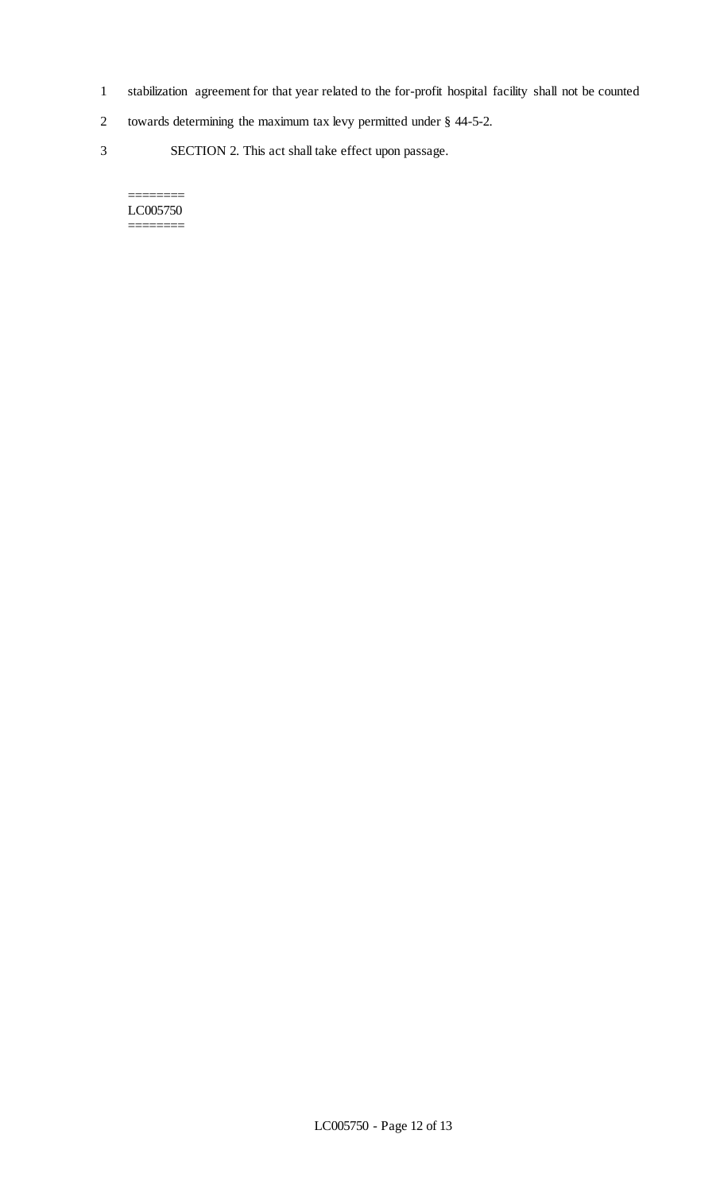stabilization agreement for that year related to the for-profit hospital facility shall not be counted towards determining the maximum tax levy permitted under § 44-5-2.

SECTION 2. This act shall take effect upon passage.

========
LC005750
========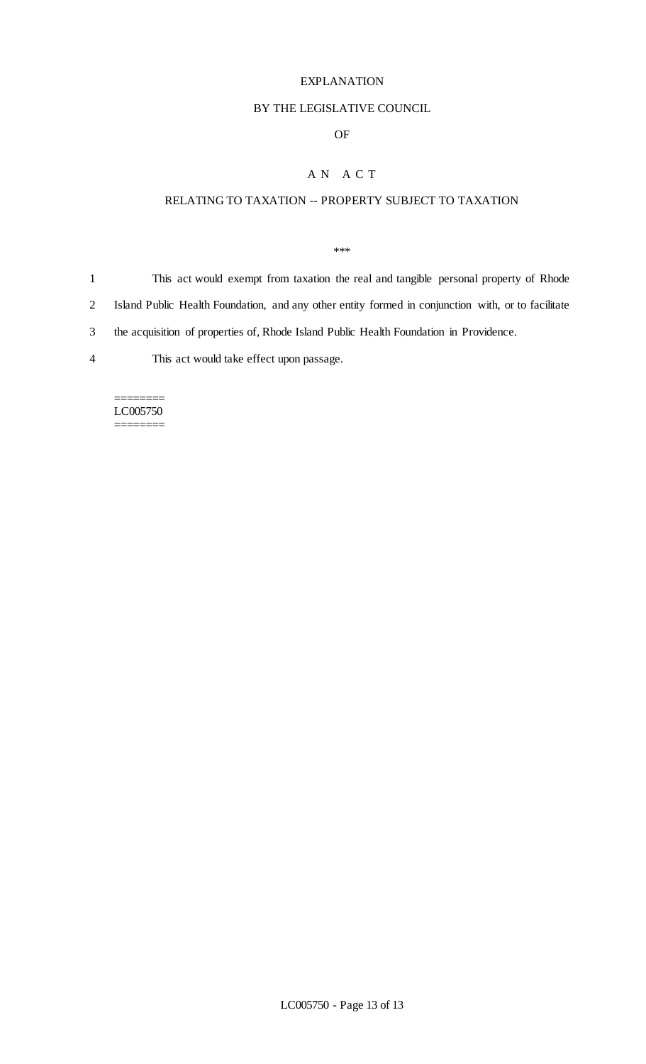EXPLANATION

BY THE LEGISLATIVE COUNCIL

OF

A N A C T

RELATING TO TAXATION -- PROPERTY SUBJECT TO TAXATION

\*\*\*

1 This act would exempt from taxation the real and tangible personal property of Rhode
2 Island Public Health Foundation, and any other entity formed in conjunction with, or to facilitate
3 the acquisition of properties of, Rhode Island Public Health Foundation in Providence.

4 This act would take effect upon passage.

========
LC005750
========